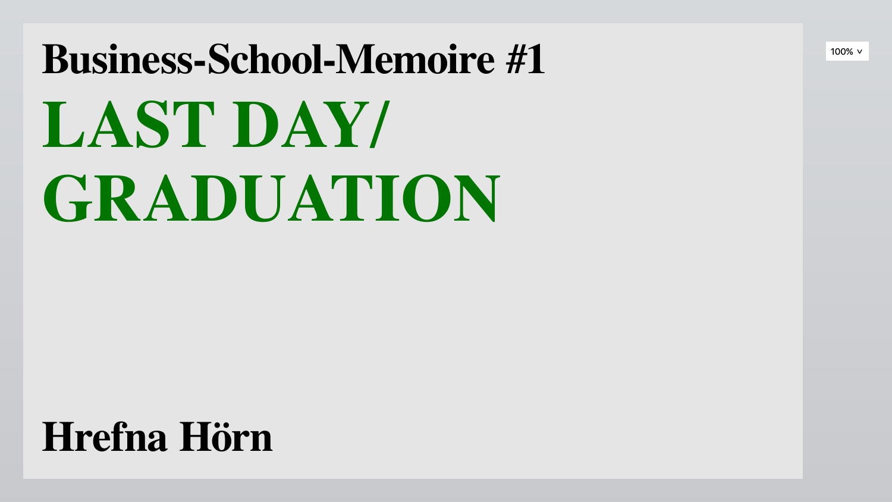## Business-School-Memoire #1

# LAST DAY/ GRADUATION

**Hrefna Hörn**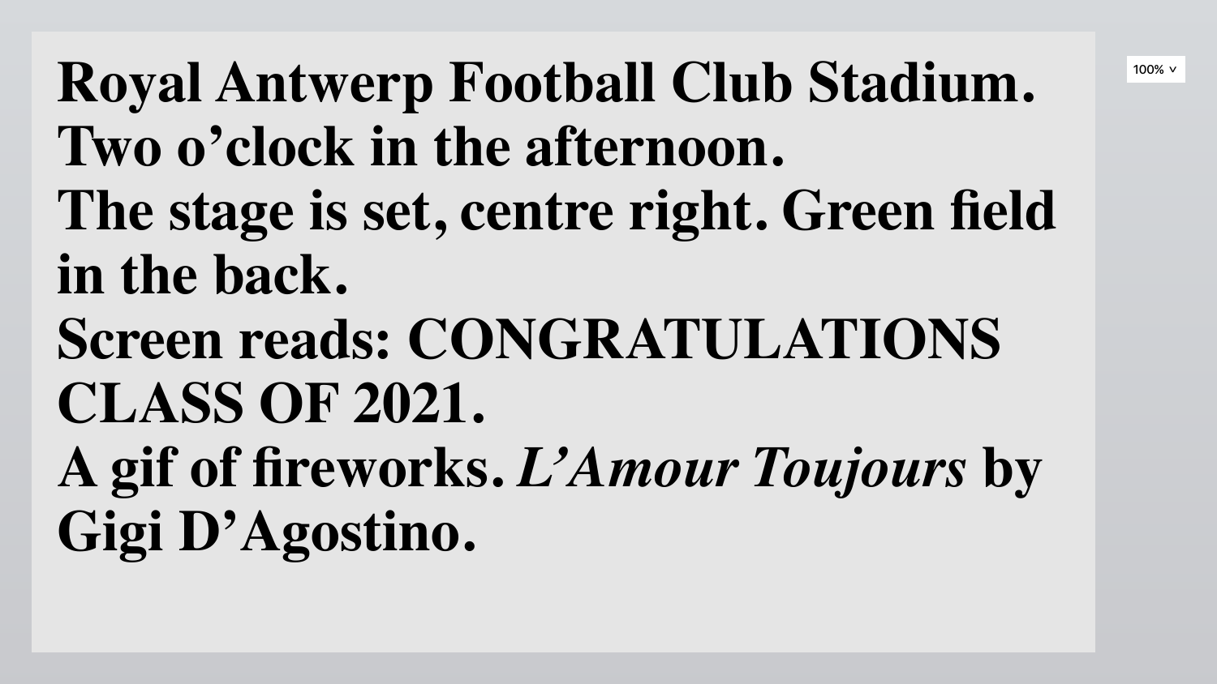**Royal Antwerp Football Club Stadium.**
**Two o'clock in the afternoon.**
**The stage is set, centre right. Green field in the back.**
**Screen reads: CONGRATULATIONS CLASS OF 2021.**
**A gif of fireworks. *L'Amour Toujours* by Gigi D'Agostino.**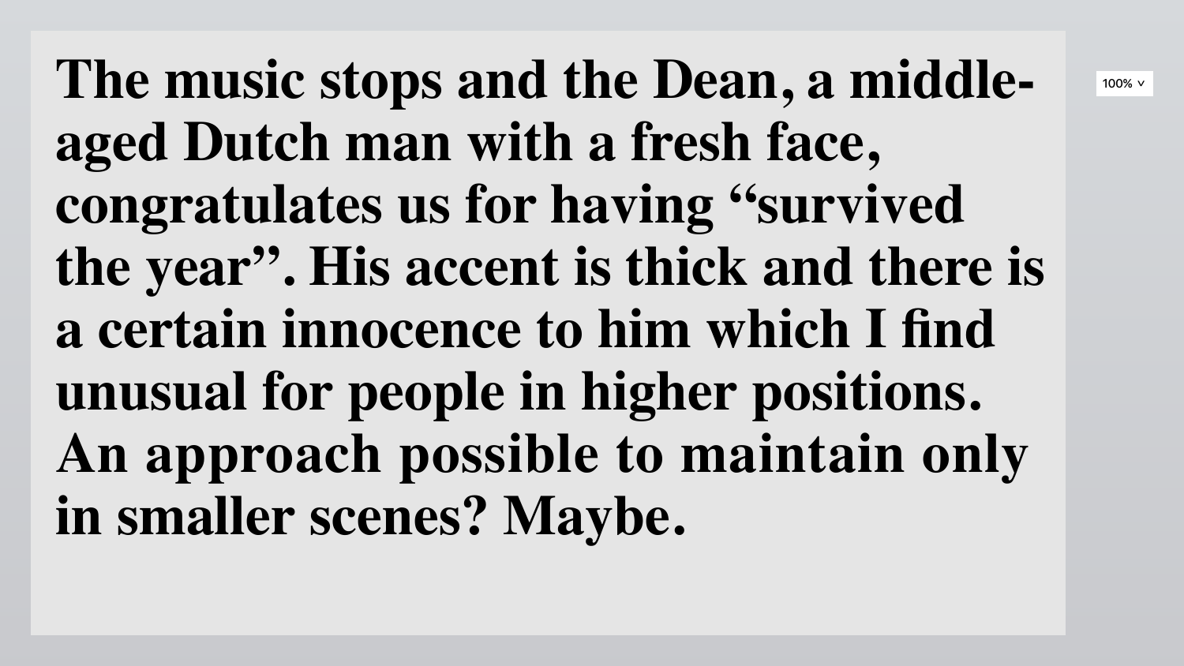**The music stops and the Dean, a middle-aged Dutch man with a fresh face, congratulates us for having "survived the year". His accent is thick and there is a certain innocence to him which I find unusual for people in higher positions. An approach possible to maintain only in smaller scenes? Maybe.**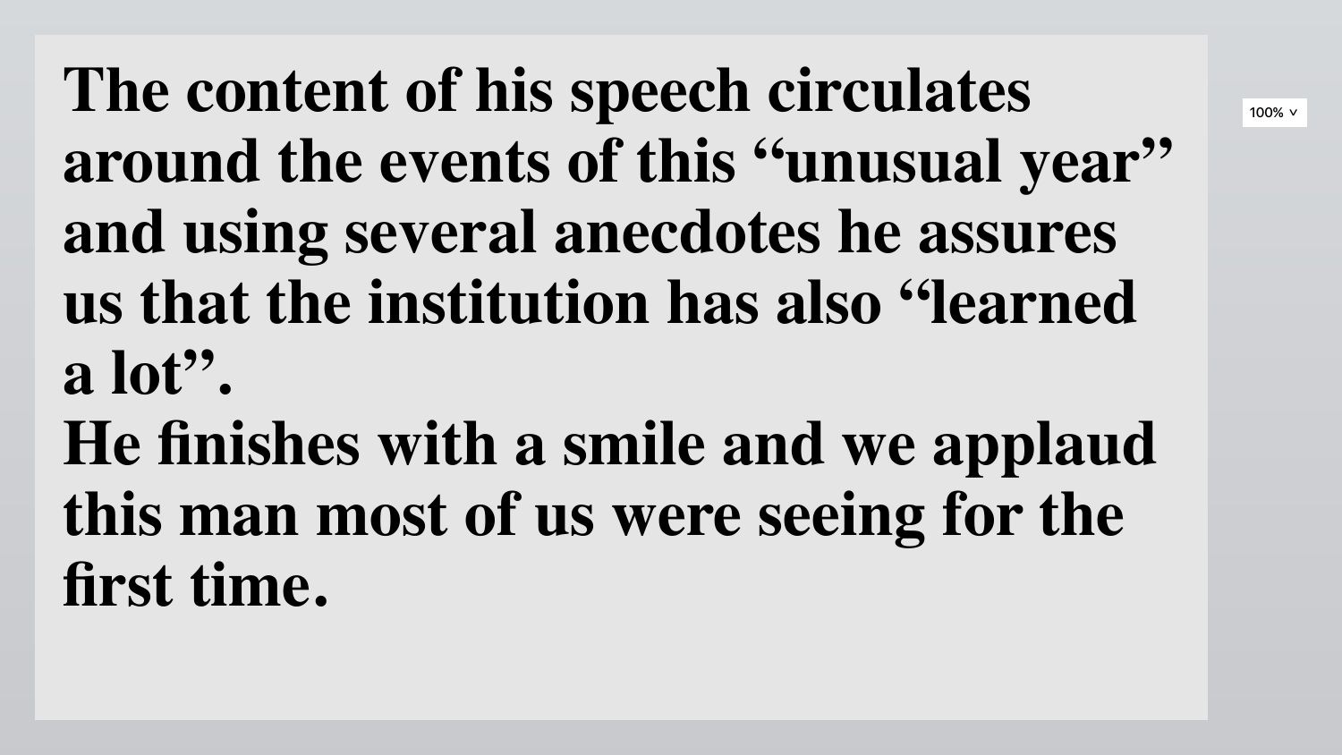**The content of his speech circulates around the events of this "unusual year" and using several anecdotes he assures us that the institution has also "learned a lot".**

**He finishes with a smile and we applaud this man most of us were seeing for the first time.**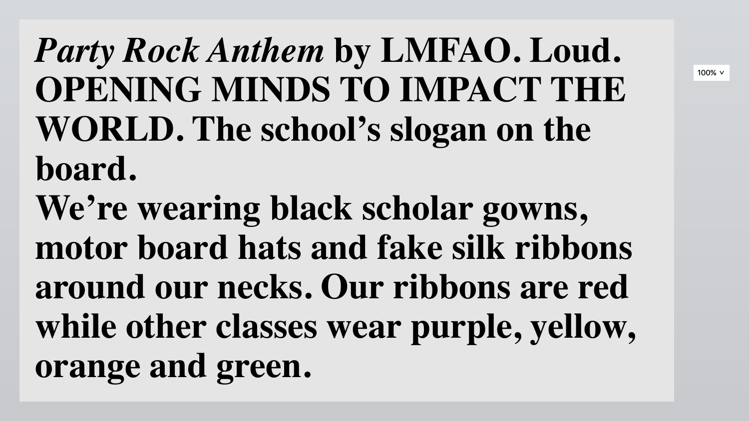***Party Rock Anthem* by LMFAO. Loud. OPENING MINDS TO IMPACT THE WORLD. The school's slogan on the board.**

**We're wearing black scholar gowns, motor board hats and fake silk ribbons around our necks. Our ribbons are red while other classes wear purple, yellow, orange and green.**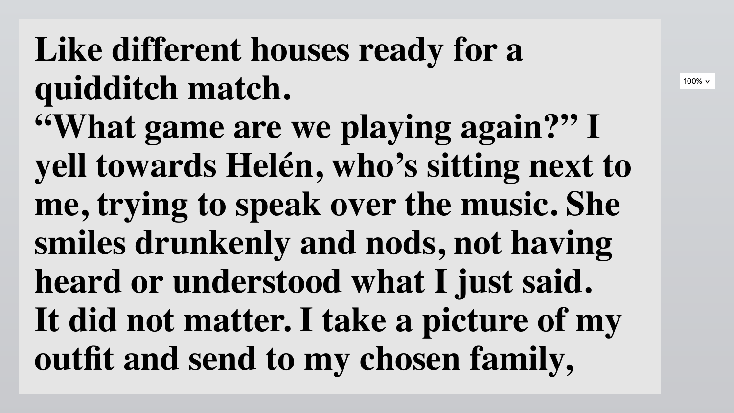**Like different houses ready for a quidditch match.**
**"What game are we playing again?" I yell towards Helén, who's sitting next to me, trying to speak over the music. She smiles drunkenly and nods, not having heard or understood what I just said.**
**It did not matter. I take a picture of my outfit and send to my chosen family,**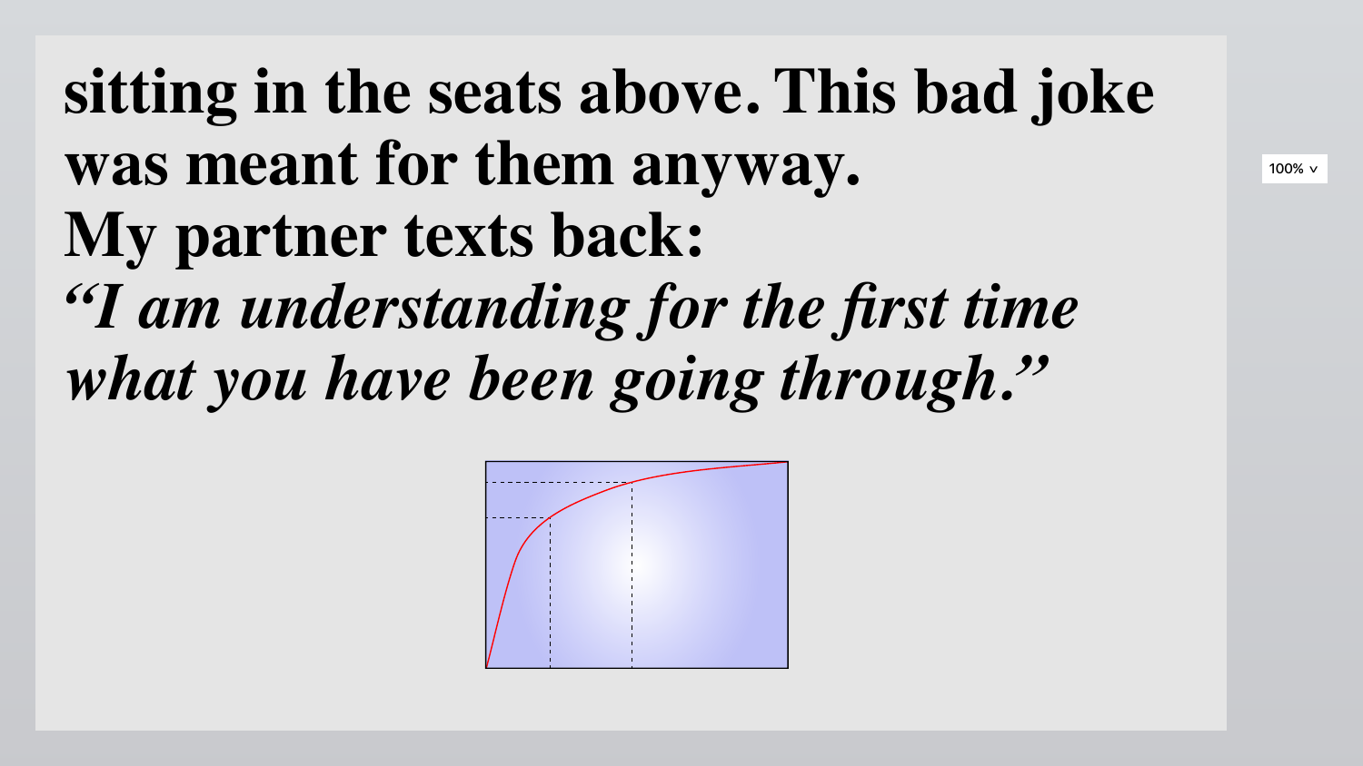**sitting in the seats above. This bad joke was meant for them anyway.**
**My partner texts back:**
***"I am understanding for the first time what you have been going through."***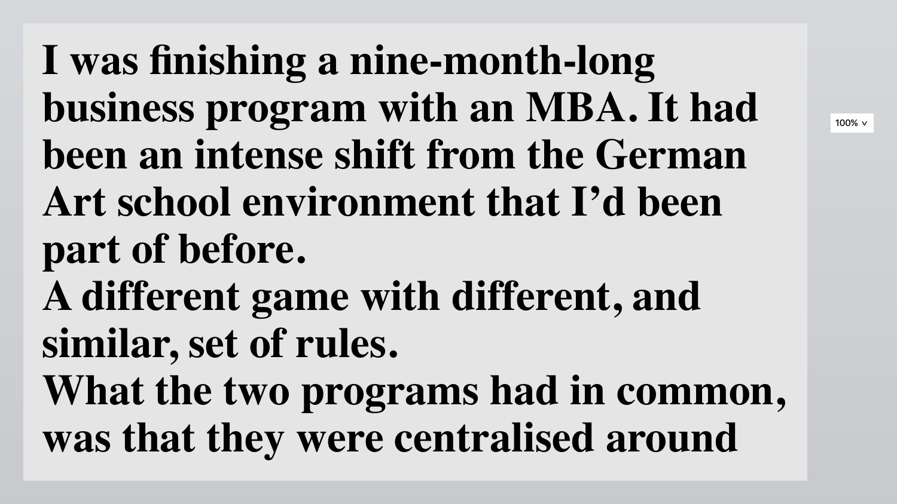**I was finishing a nine-month-long business program with an MBA. It had been an intense shift from the German Art school environment that I'd been part of before.**
**A different game with different, and similar, set of rules.**
**What the two programs had in common, was that they were centralised around**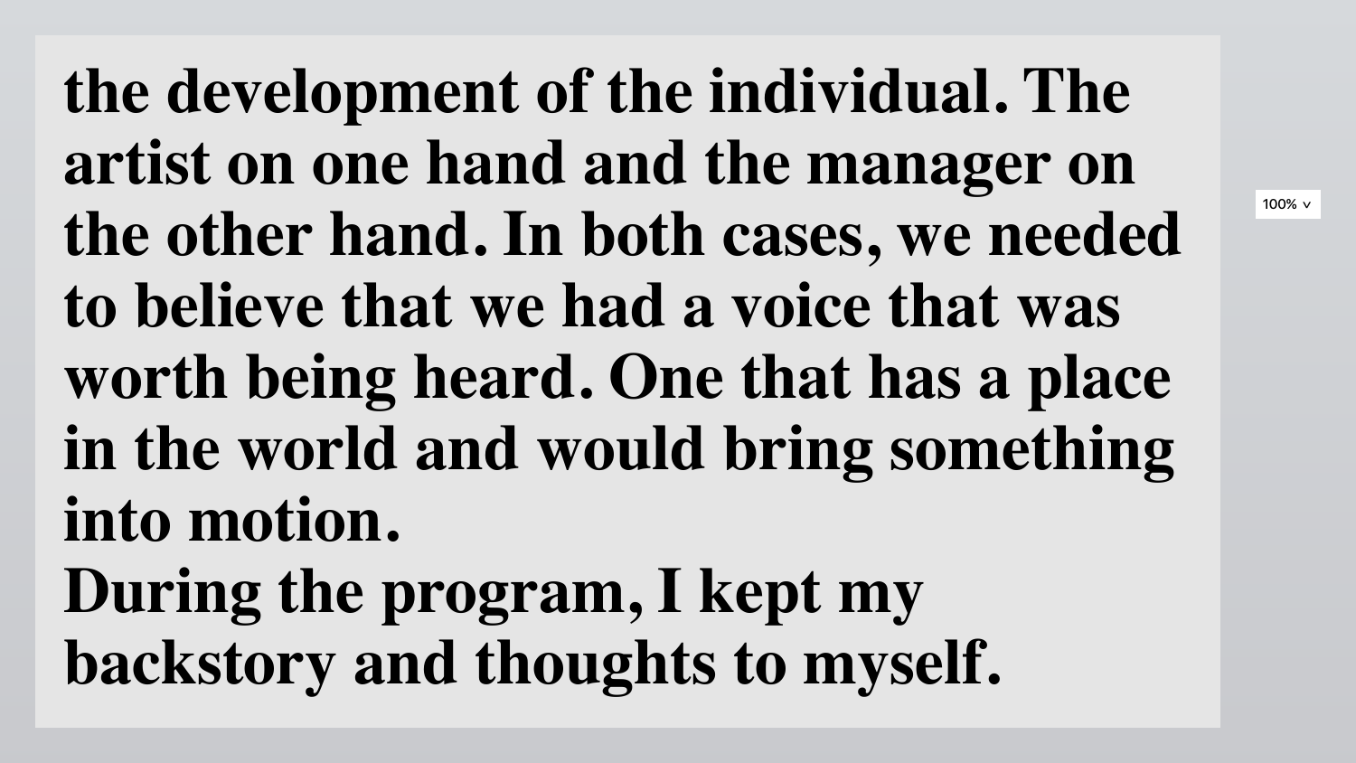the development of the individual. The artist on one hand and the manager on the other hand. In both cases, we needed to believe that we had a voice that was worth being heard. One that has a place in the world and would bring something into motion.

During the program, I kept my backstory and thoughts to myself.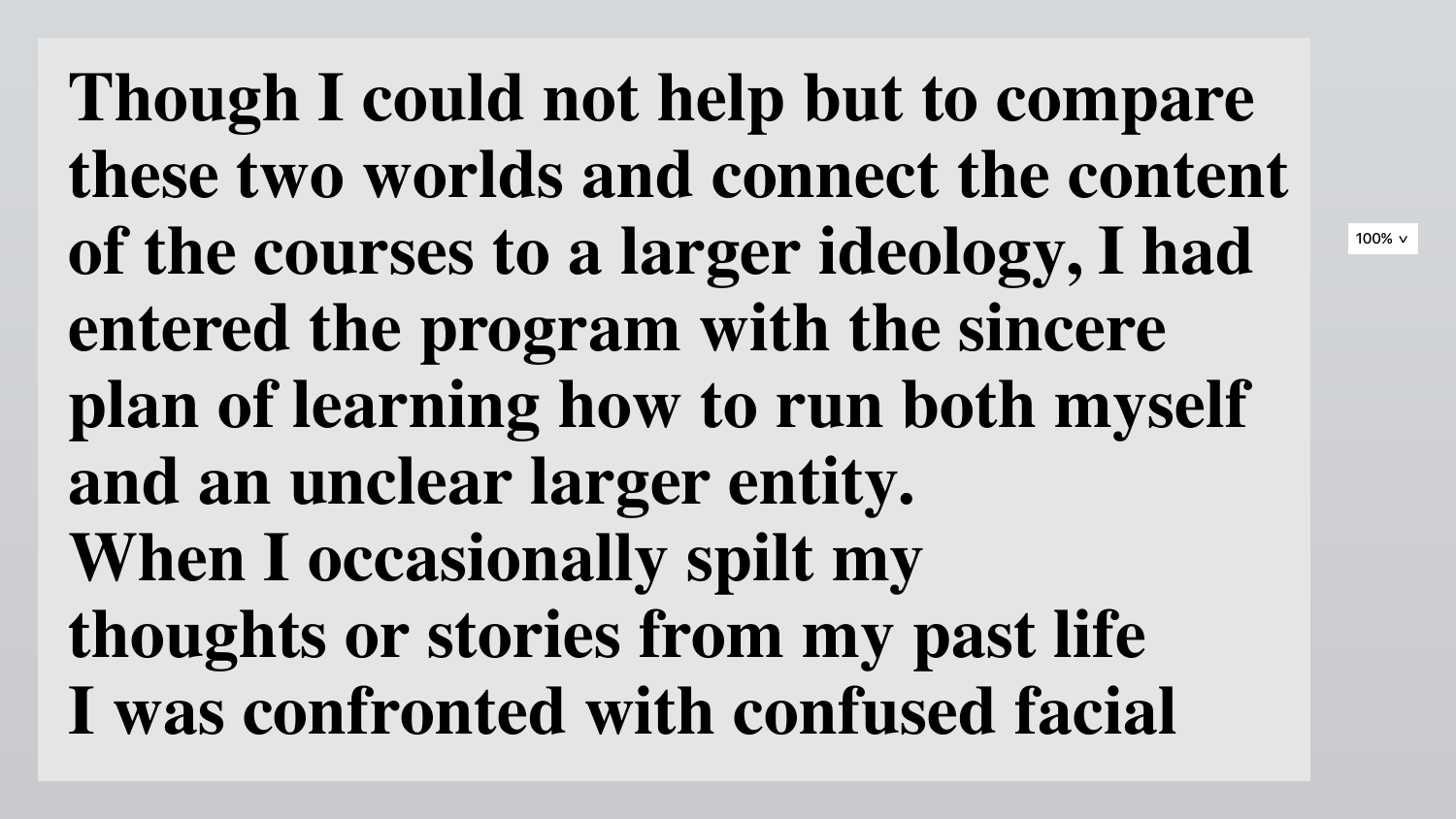**Though I could not help but to compare these two worlds and connect the content of the courses to a larger ideology, I had entered the program with the sincere plan of learning how to run both myself and an unclear larger entity.**

**When I occasionally spilt my thoughts or stories from my past life I was confronted with confused facial**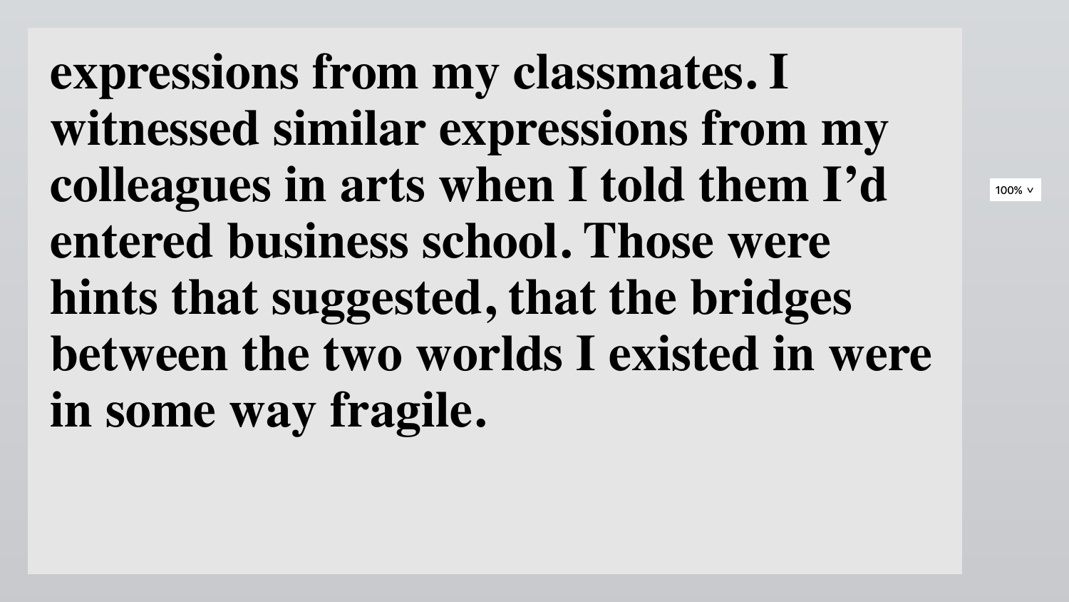**expressions from my classmates. I witnessed similar expressions from my colleagues in arts when I told them I'd entered business school. Those were hints that suggested, that the bridges between the two worlds I existed in were in some way fragile.**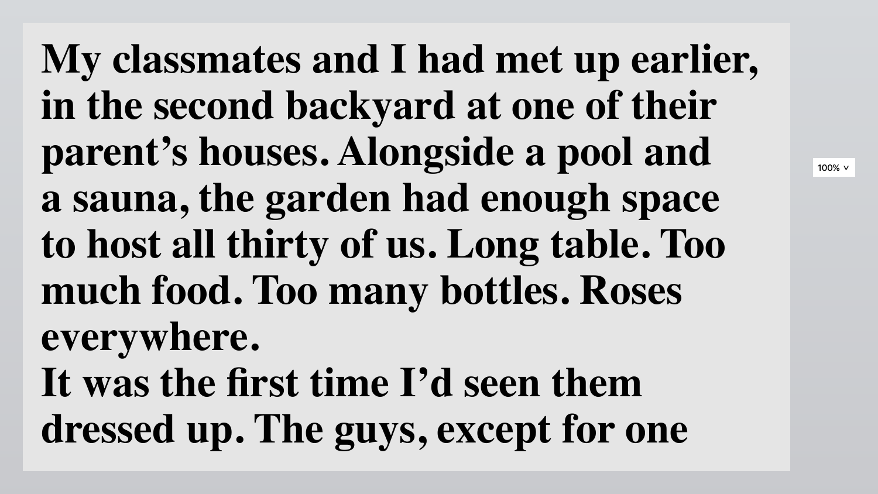**My classmates and I had met up earlier, in the second backyard at one of their parent's houses. Alongside a pool and a sauna, the garden had enough space to host all thirty of us. Long table. Too much food. Too many bottles. Roses everywhere.**

**It was the first time I'd seen them dressed up. The guys, except for one**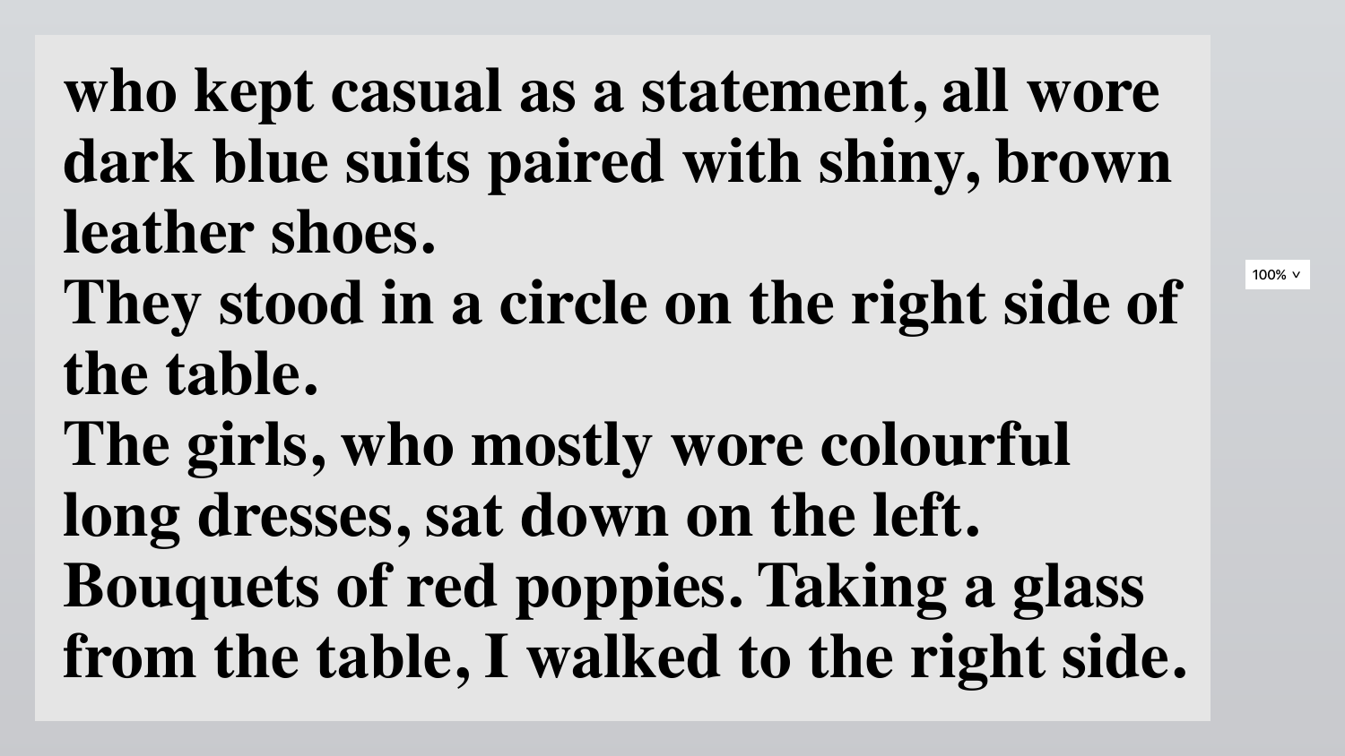who kept casual as a statement, all wore dark blue suits paired with shiny, brown leather shoes.

They stood in a circle on the right side of the table.

The girls, who mostly wore colourful long dresses, sat down on the left.

Bouquets of red poppies. Taking a glass from the table, I walked to the right side.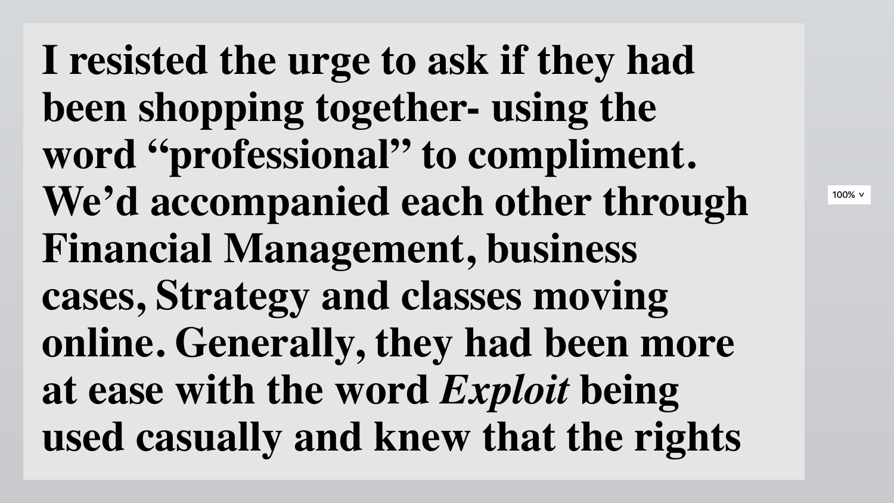I resisted the urge to ask if they had been shopping together- using the word "professional" to compliment. We'd accompanied each other through Financial Management, business cases, Strategy and classes moving online. Generally, they had been more at ease with the word *Exploit* being used casually and knew that the rights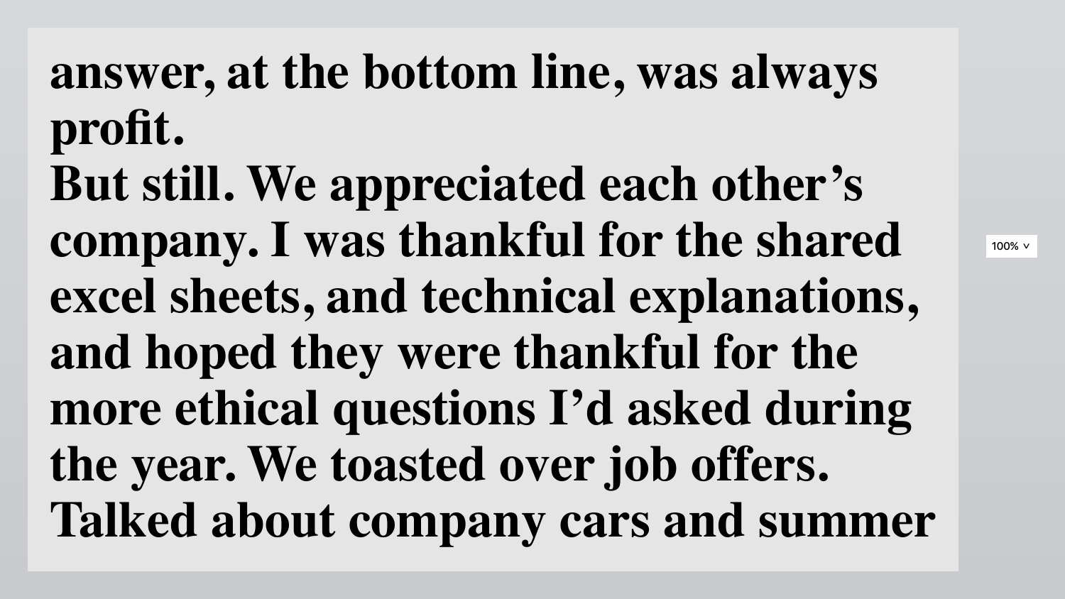answer, at the bottom line, was always profit.

But still. We appreciated each other's company. I was thankful for the shared excel sheets, and technical explanations, and hoped they were thankful for the more ethical questions I'd asked during the year. We toasted over job offers. Talked about company cars and summer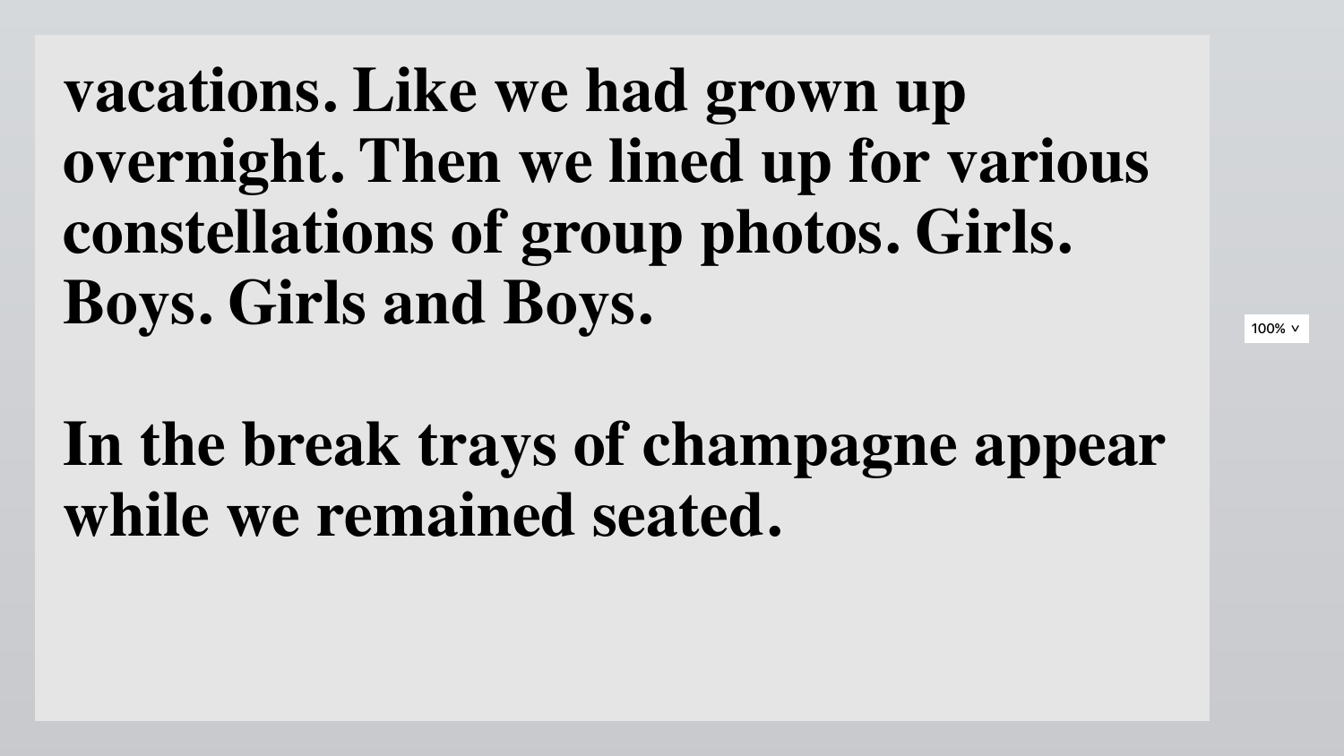**vacations. Like we had grown up overnight. Then we lined up for various constellations of group photos. Girls. Boys. Girls and Boys.**

**In the break trays of champagne appear while we remained seated.**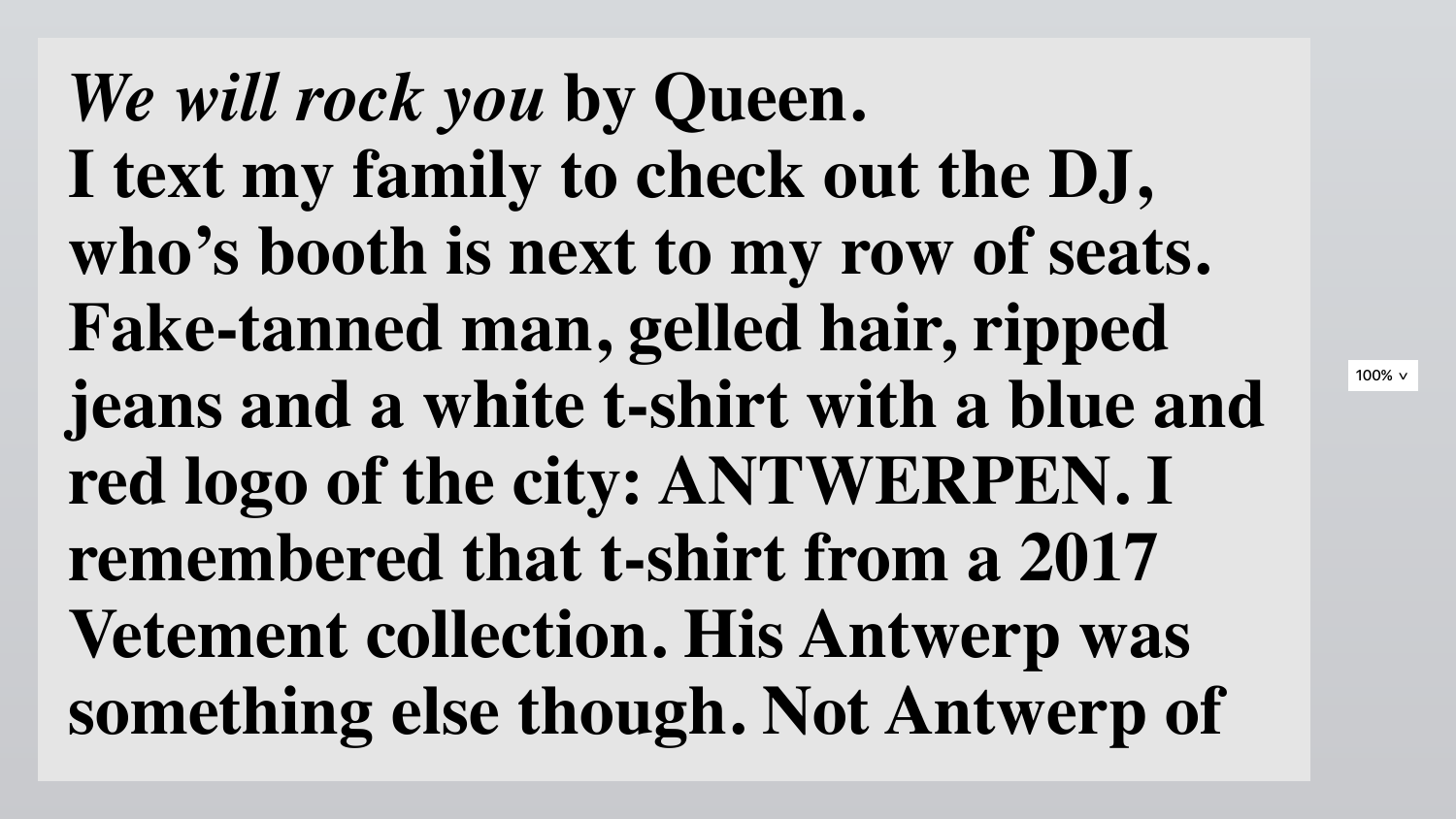***We will rock you* by Queen.**
**I text my family to check out the DJ, who's booth is next to my row of seats. Fake-tanned man, gelled hair, ripped jeans and a white t-shirt with a blue and red logo of the city: ANTWERPEN. I remembered that t-shirt from a 2017 Vetement collection. His Antwerp was something else though. Not Antwerp of**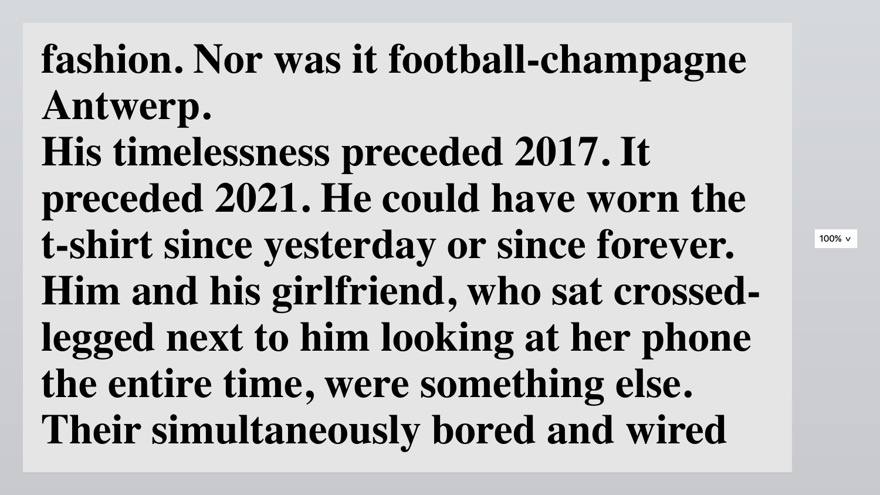fashion. Nor was it football-champagne Antwerp.

His timelessness preceded 2017. It preceded 2021. He could have worn the t-shirt since yesterday or since forever. Him and his girlfriend, who sat crossed-legged next to him looking at her phone the entire time, were something else. Their simultaneously bored and wired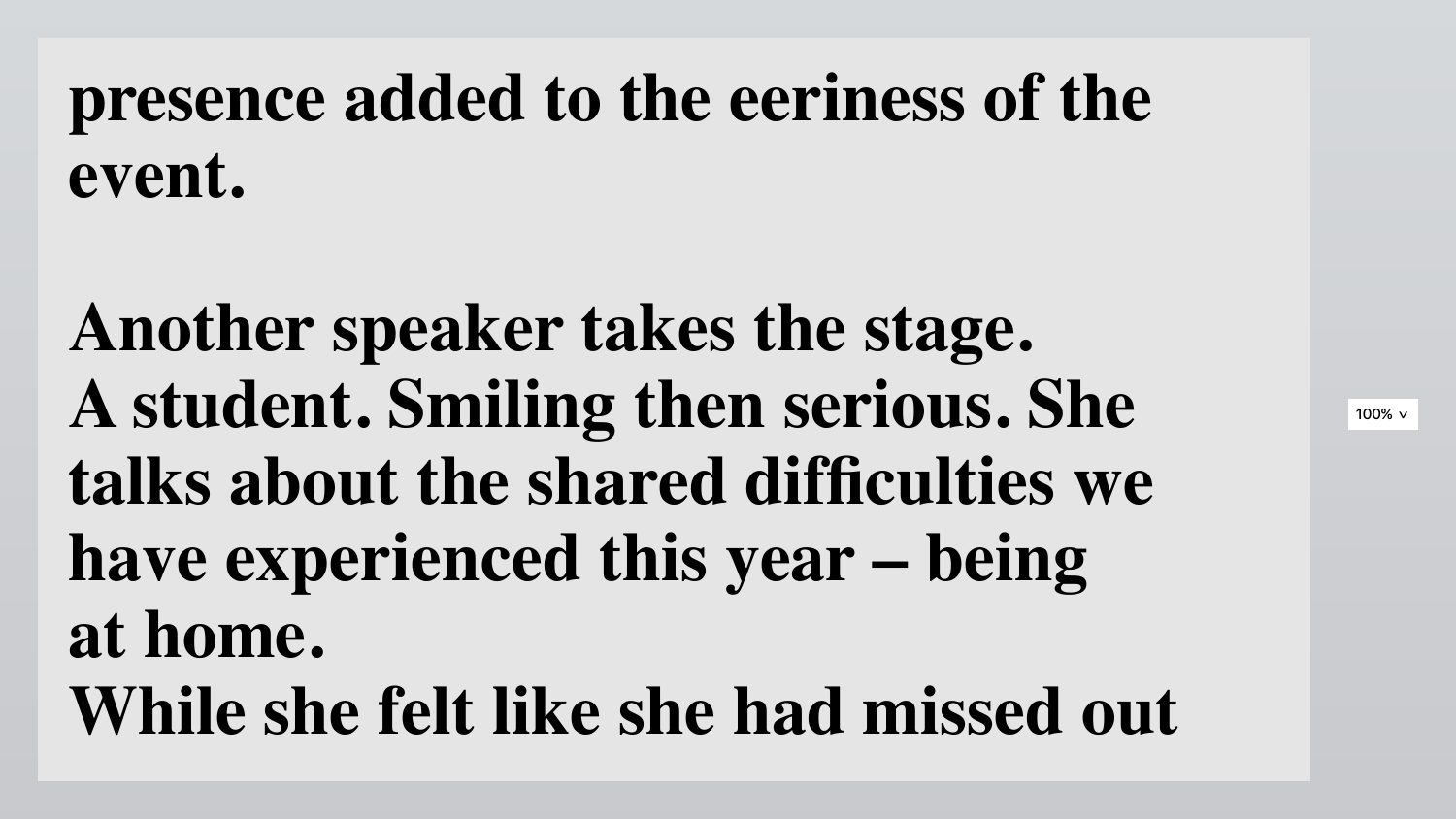presence added to the eeriness of the event.

Another speaker takes the stage.
A student. Smiling then serious. She talks about the shared difficulties we have experienced this year – being at home.
While she felt like she had missed out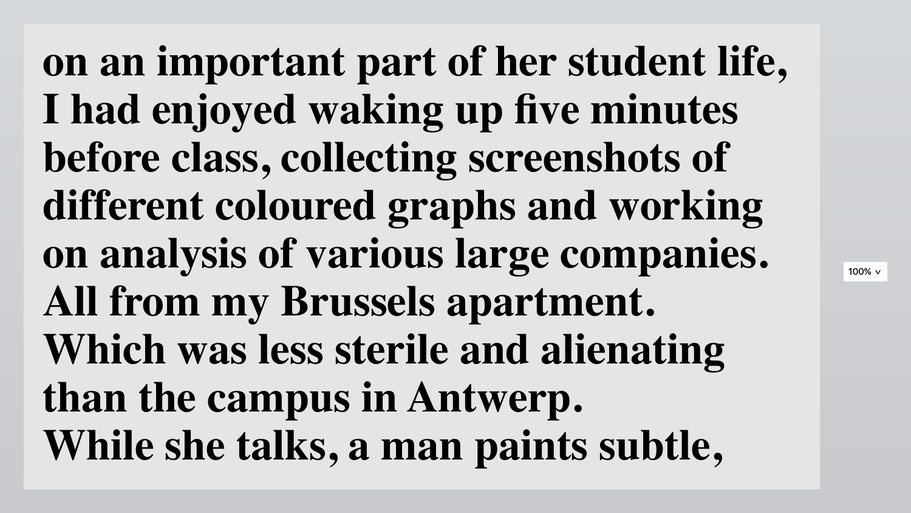**on an important part of her student life,
I had enjoyed waking up five minutes
before class, collecting screenshots of
different coloured graphs and working
on analysis of various large companies.
All from my Brussels apartment.
Which was less sterile and alienating
than the campus in Antwerp.
While she talks, a man paints subtle,**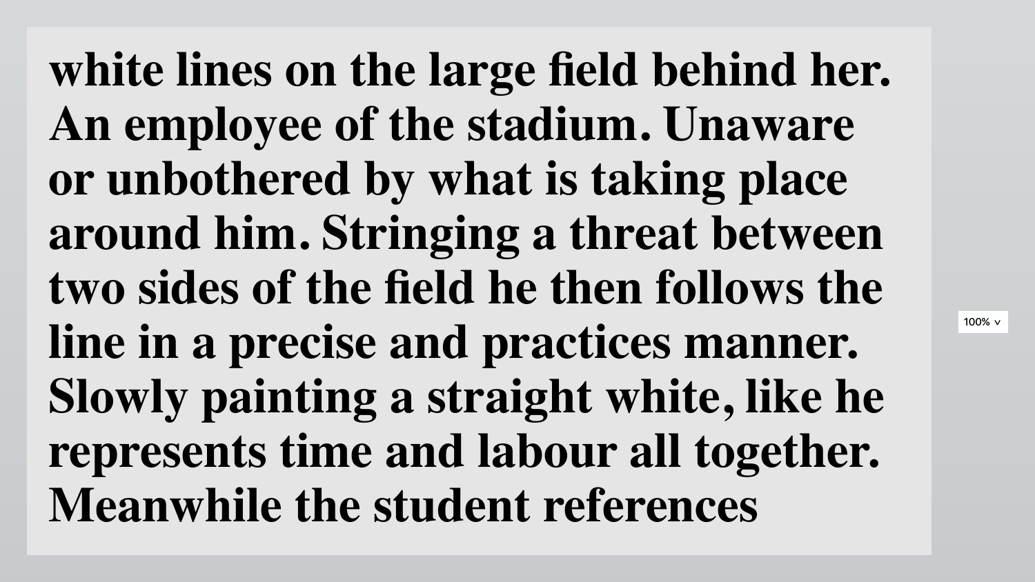**white lines on the large field behind her. An employee of the stadium. Unaware or unbothered by what is taking place around him. Stringing a threat between two sides of the field he then follows the line in a precise and practices manner. Slowly painting a straight white, like he represents time and labour all together. Meanwhile the student references**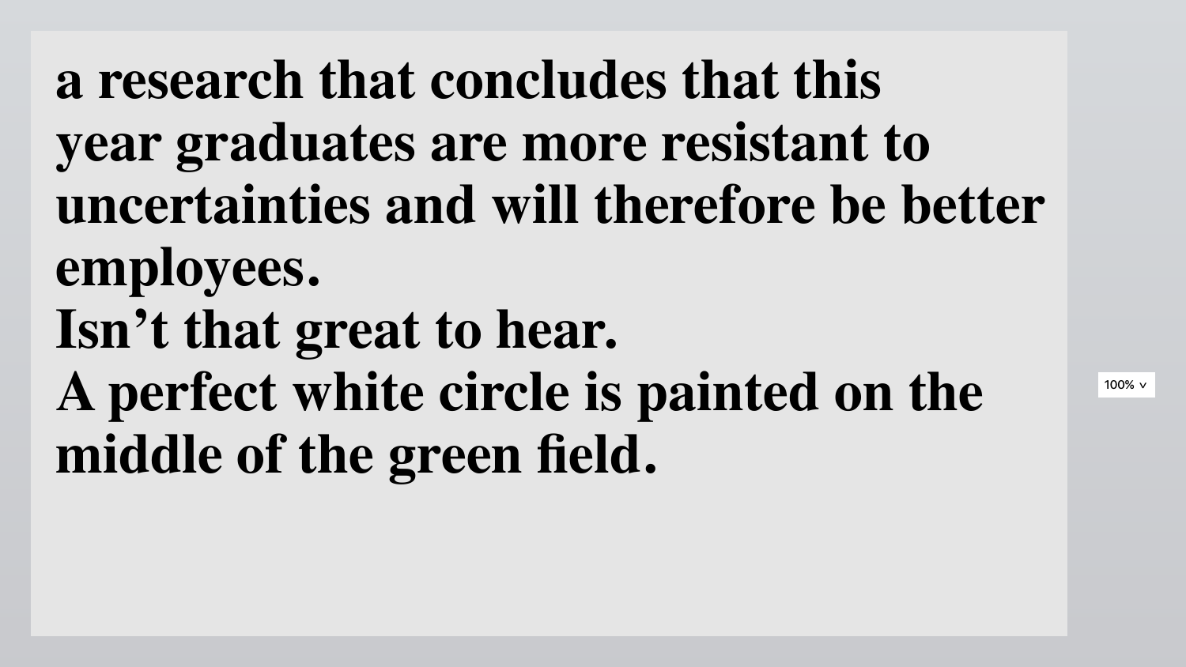**a research that concludes that this year graduates are more resistant to uncertainties and will therefore be better employees.**
**Isn’t that great to hear.**
**A perfect white circle is painted on the middle of the green field.**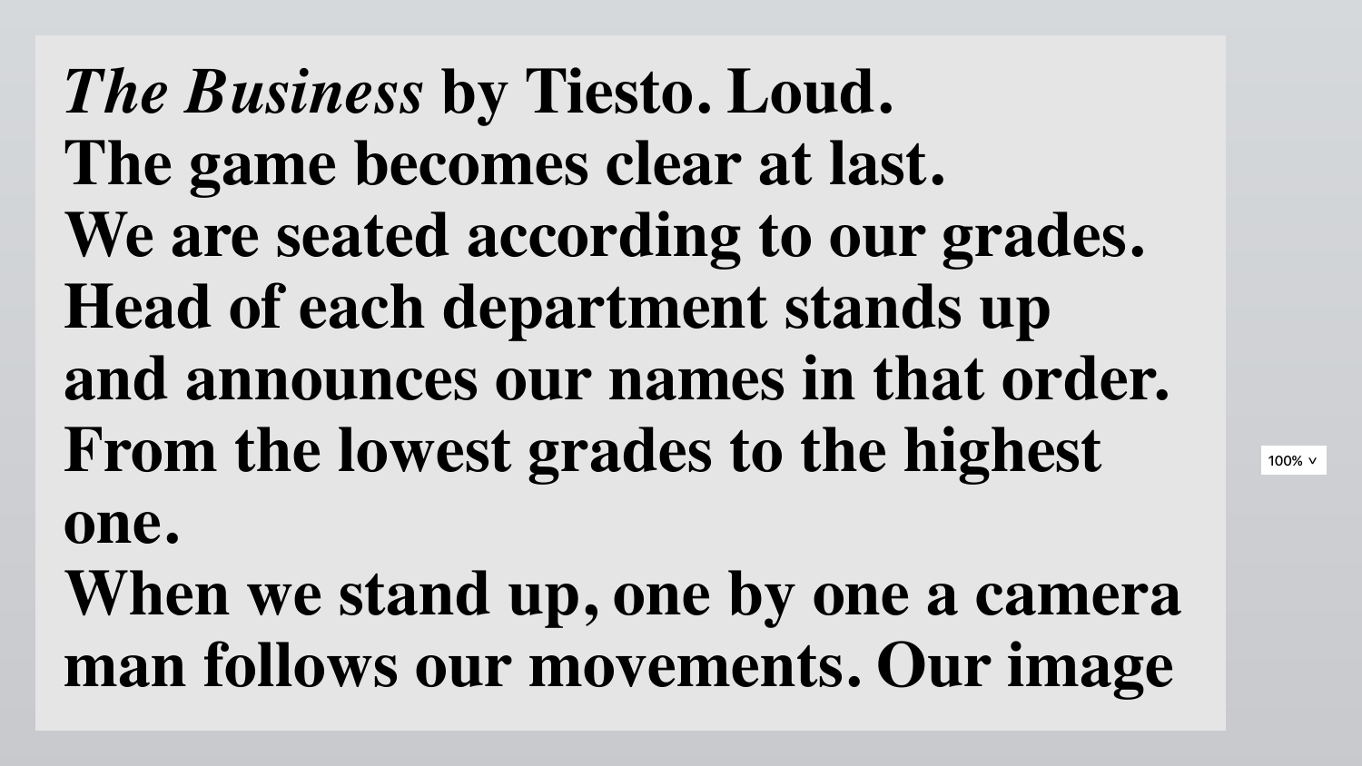***The Business* by Tiesto. Loud.**
**The game becomes clear at last.**
**We are seated according to our grades.**
**Head of each department stands up**
**and announces our names in that order.**
**From the lowest grades to the highest**
**one.**
**When we stand up, one by one a camera**
**man follows our movements. Our image**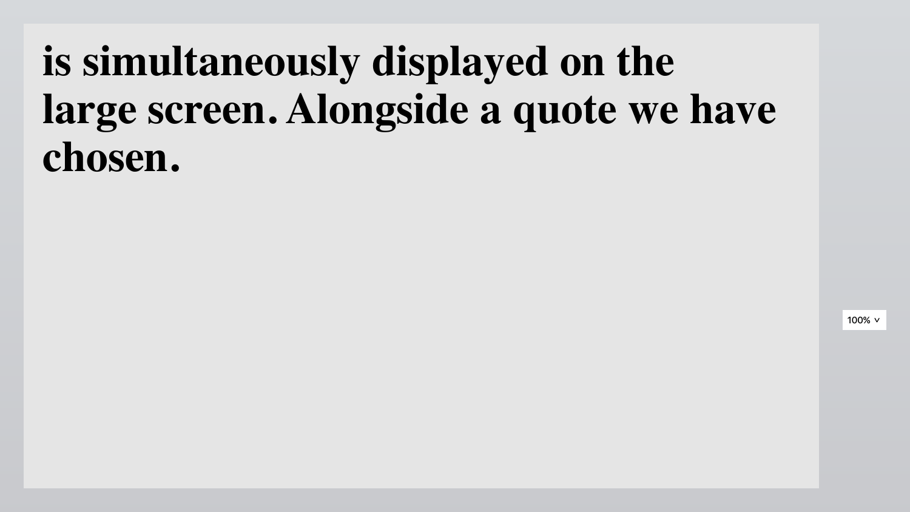**is simultaneously displayed on the large screen. Alongside a quote we have chosen.**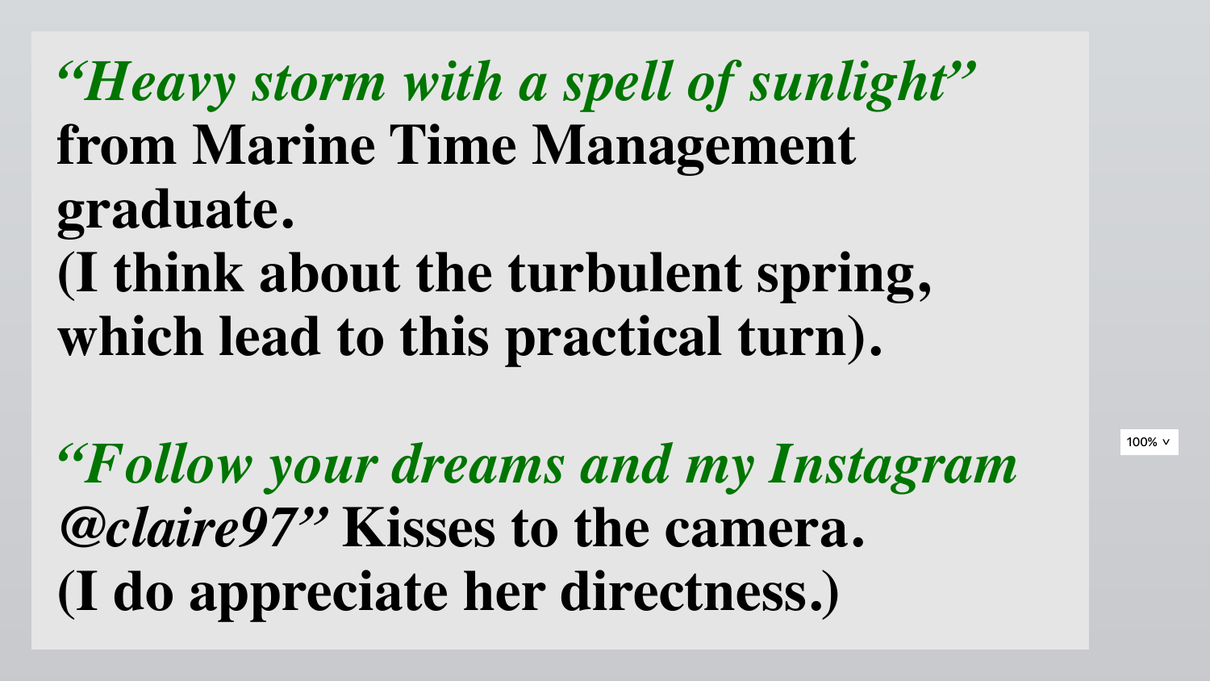***"Heavy storm with a spell of sunlight"*** **from Marine Time Management graduate.**
**(I think about the turbulent spring, which lead to this practical turn).**

***"Follow your dreams and my Instagram @claire97"*** **Kisses to the camera.**
**(I do appreciate her directness.)**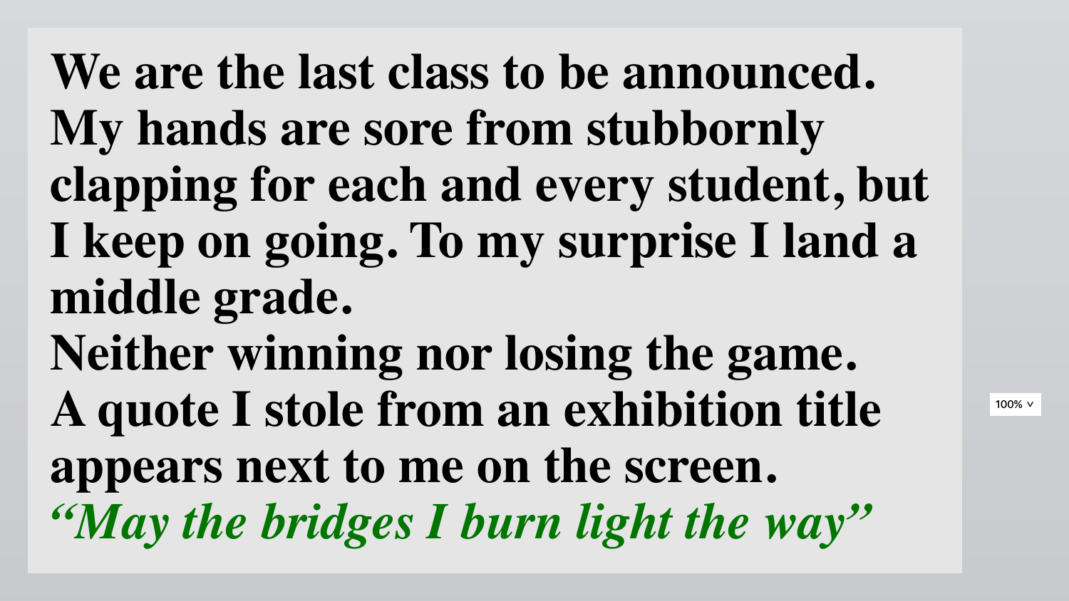**We are the last class to be announced. My hands are sore from stubbornly clapping for each and every student, but I keep on going. To my surprise I land a middle grade.**
**Neither winning nor losing the game.**
**A quote I stole from an exhibition title appears next to me on the screen.**
***"May the bridges I burn light the way"***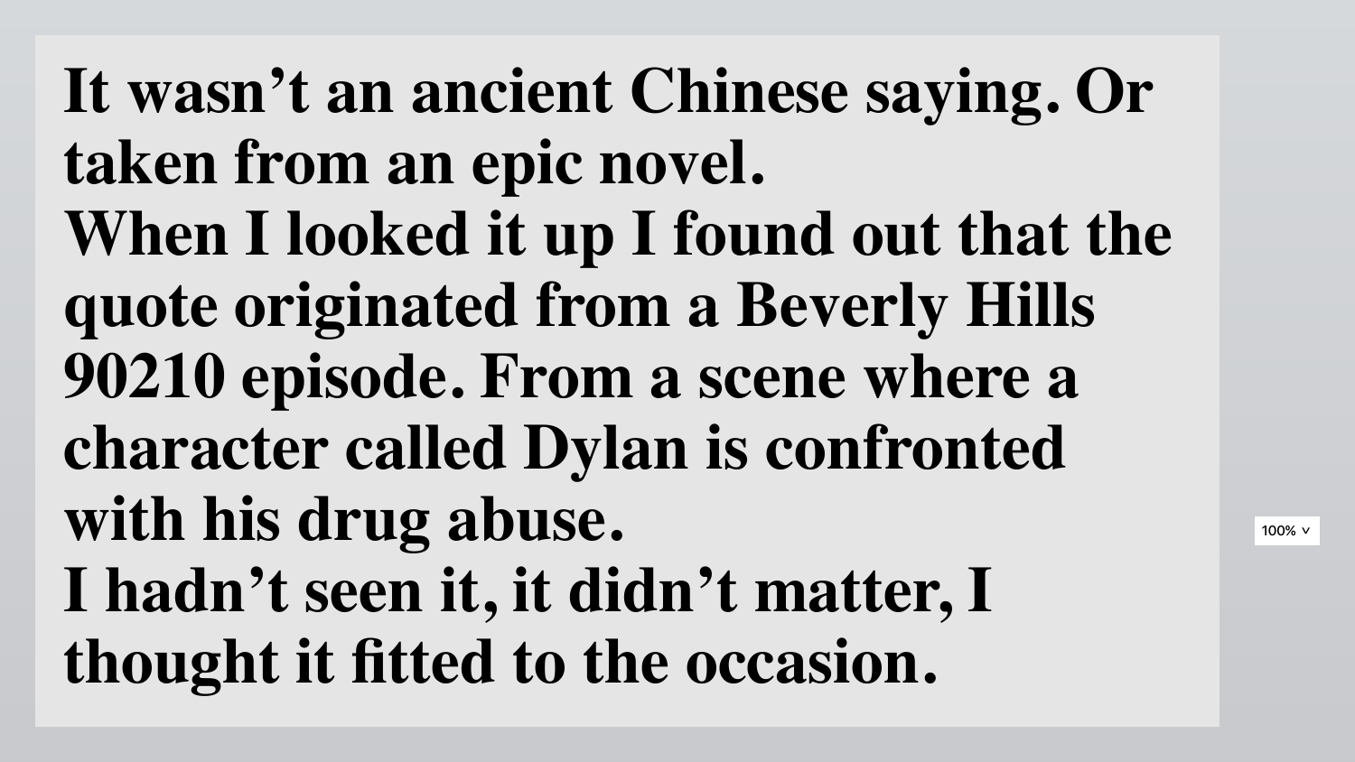**It wasn’t an ancient Chinese saying. Or taken from an epic novel.**
**When I looked it up I found out that the quote originated from a Beverly Hills 90210 episode. From a scene where a character called Dylan is confronted with his drug abuse.**
**I hadn’t seen it, it didn’t matter, I thought it fitted to the occasion.**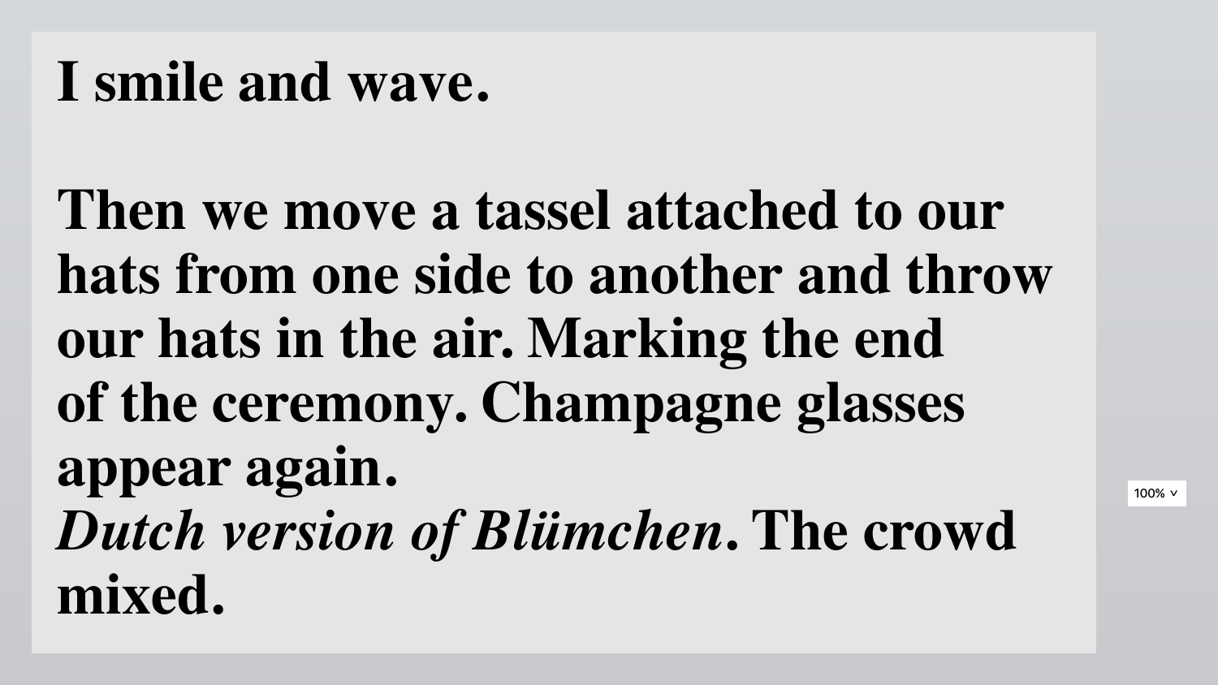**I smile and wave.**

**Then we move a tassel attached to our hats from one side to another and throw our hats in the air. Marking the end of the ceremony. Champagne glasses appear again.**
***Dutch version of Blümchen*. The crowd mixed.**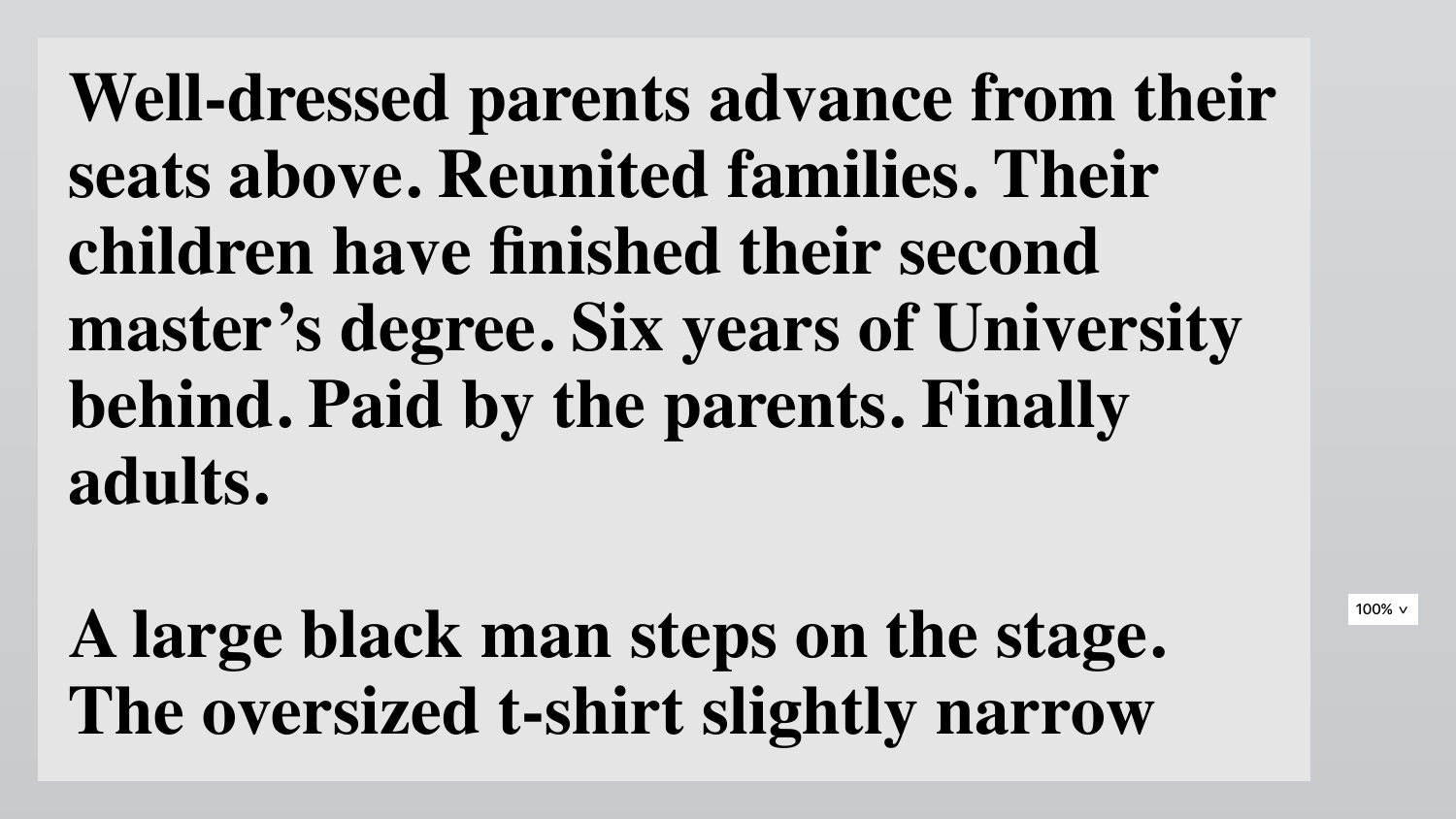**Well-dressed parents advance from their seats above. Reunited families. Their children have finished their second master's degree. Six years of University behind. Paid by the parents. Finally adults.**

**A large black man steps on the stage. The oversized t-shirt slightly narrow**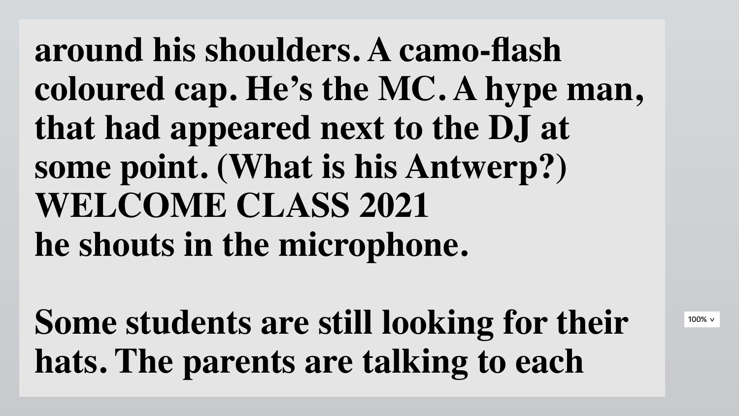around his shoulders. A camo-flash coloured cap. He's the MC. A hype man, that had appeared next to the DJ at some point. (What is his Antwerp?)
WELCOME CLASS 2021
he shouts in the microphone.

Some students are still looking for their hats. The parents are talking to each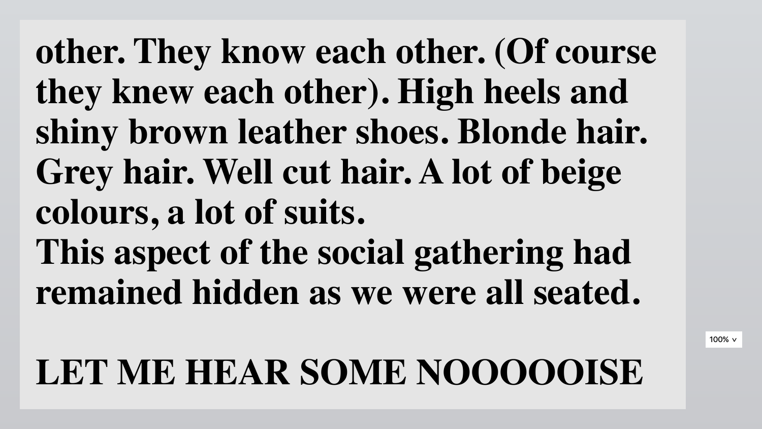**other. They know each other. (Of course they knew each other). High heels and shiny brown leather shoes. Blonde hair. Grey hair. Well cut hair. A lot of beige colours, a lot of suits.**
**This aspect of the social gathering had remained hidden as we were all seated.**

**LET ME HEAR SOME NOOOOOISE**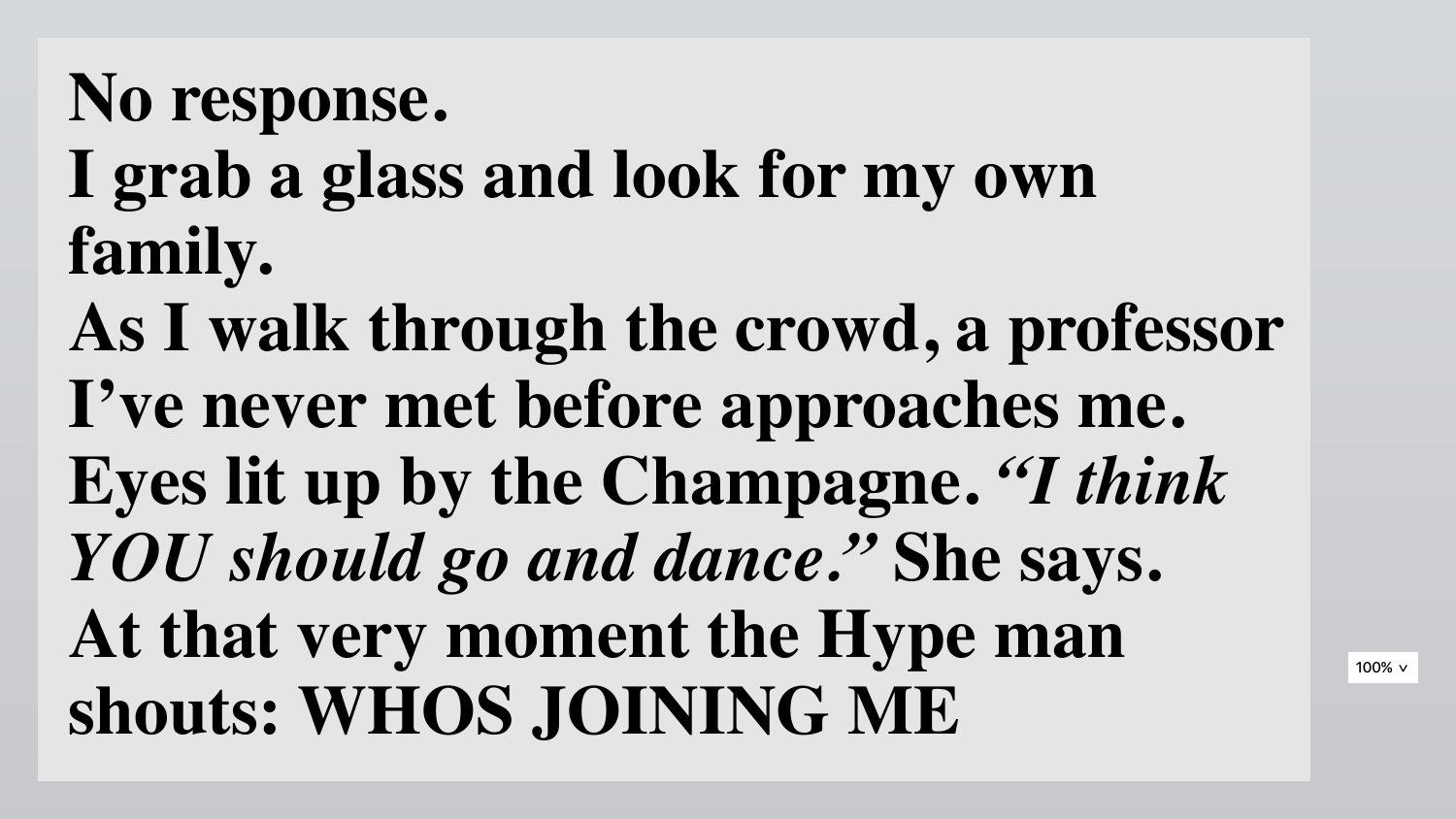**No response.**
**I grab a glass and look for my own family.**
**As I walk through the crowd, a professor I've never met before approaches me. Eyes lit up by the Champagne.** ***"I think YOU should go and dance."*** **She says.**
**At that very moment the Hype man shouts: WHOS JOINING ME**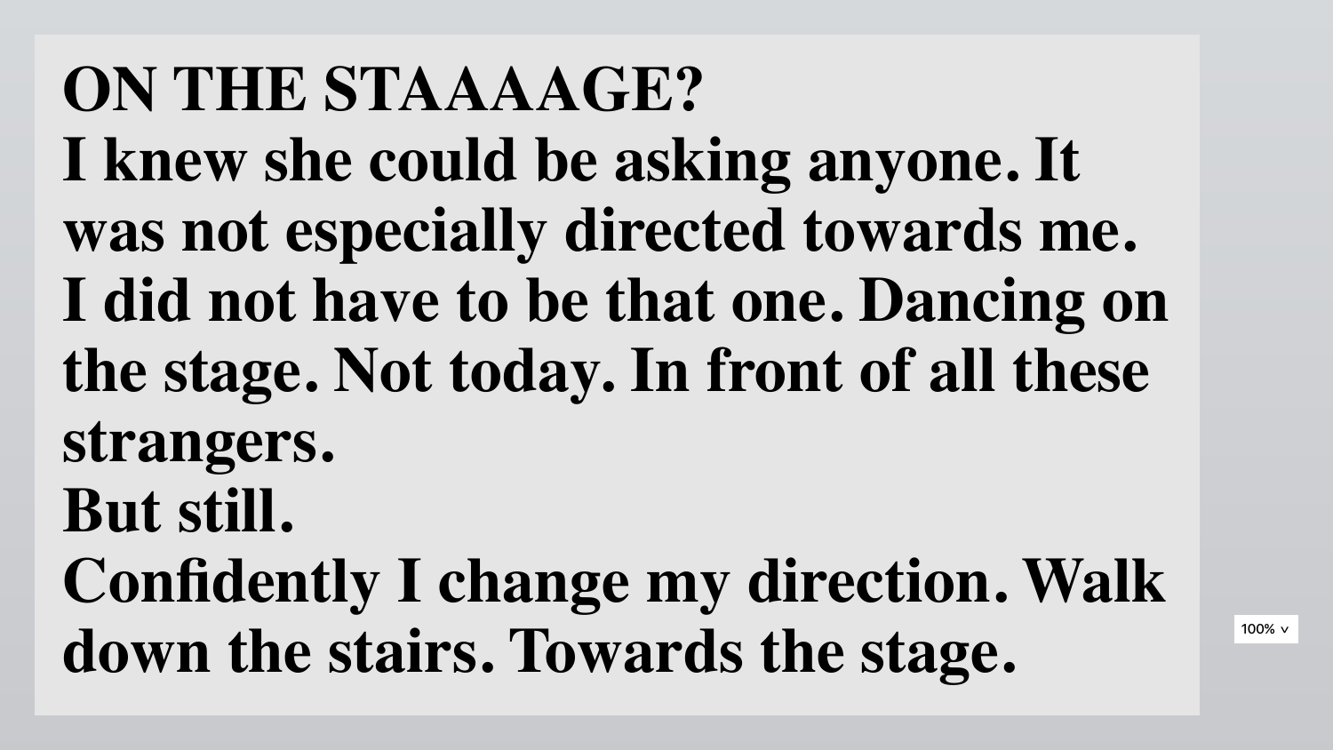**ON THE STAAAAGE?**

**I knew she could be asking anyone. It was not especially directed towards me. I did not have to be that one. Dancing on the stage. Not today. In front of all these strangers.**

**But still.**

**Confidently I change my direction. Walk down the stairs. Towards the stage.**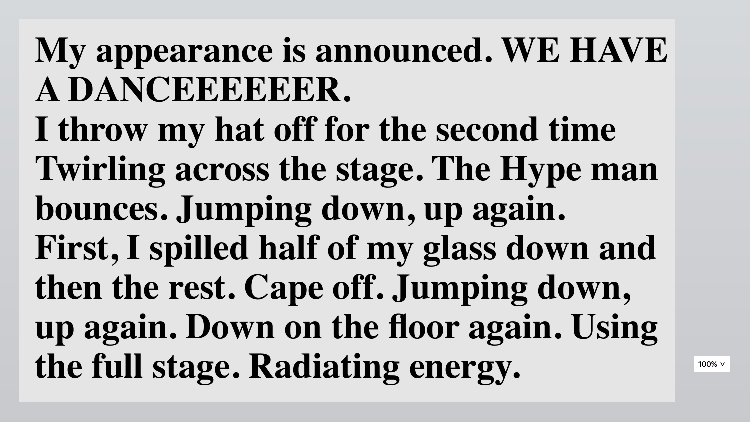**My appearance is announced. WE HAVE A DANCEEEEEER.**
**I throw my hat off for the second time Twirling across the stage. The Hype man bounces. Jumping down, up again.**
**First, I spilled half of my glass down and then the rest. Cape off. Jumping down, up again. Down on the floor again. Using the full stage. Radiating energy.**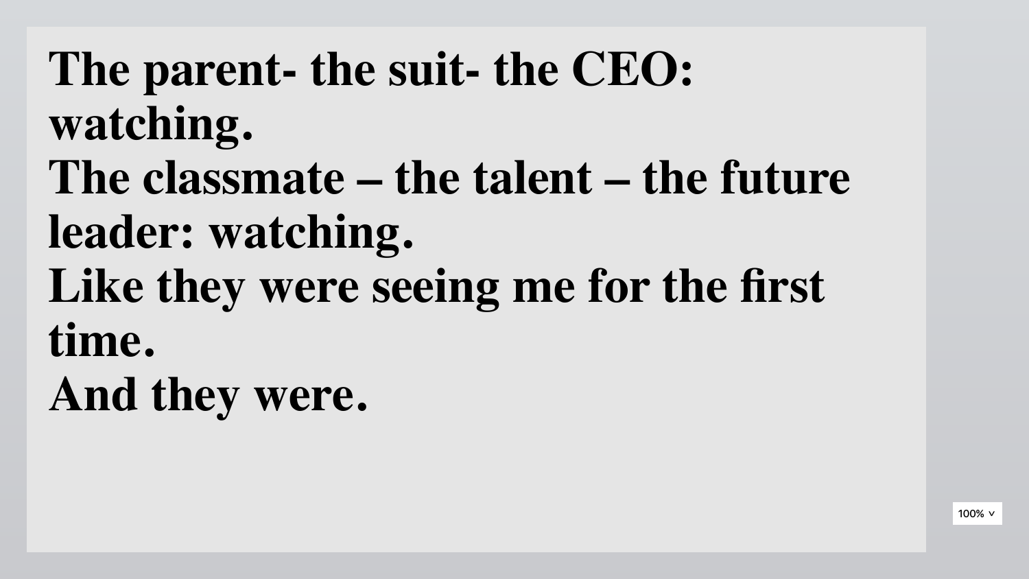**The parent- the suit- the CEO: watching.**
**The classmate – the talent – the future leader: watching.**
**Like they were seeing me for the first time.**
**And they were.**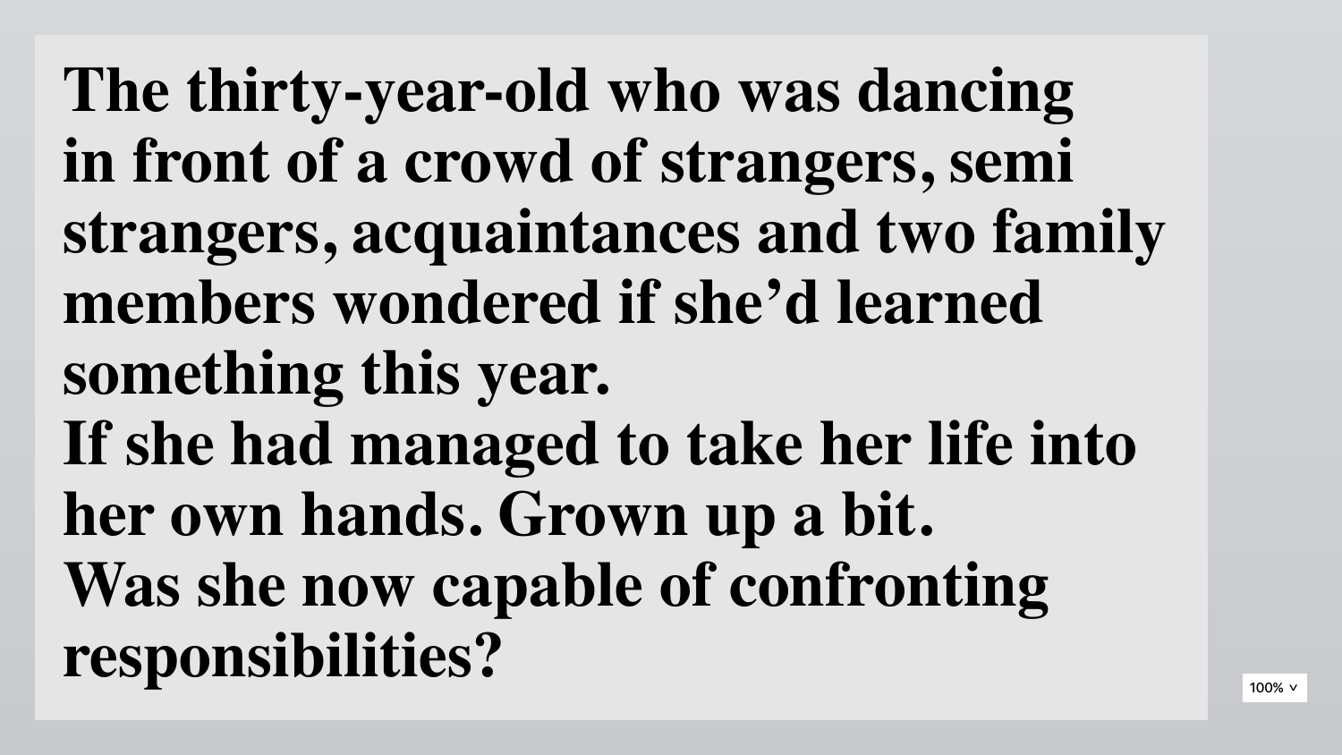**The thirty-year-old who was dancing in front of a crowd of strangers, semi strangers, acquaintances and two family members wondered if she'd learned something this year.**
**If she had managed to take her life into her own hands. Grown up a bit.**
**Was she now capable of confronting responsibilities?**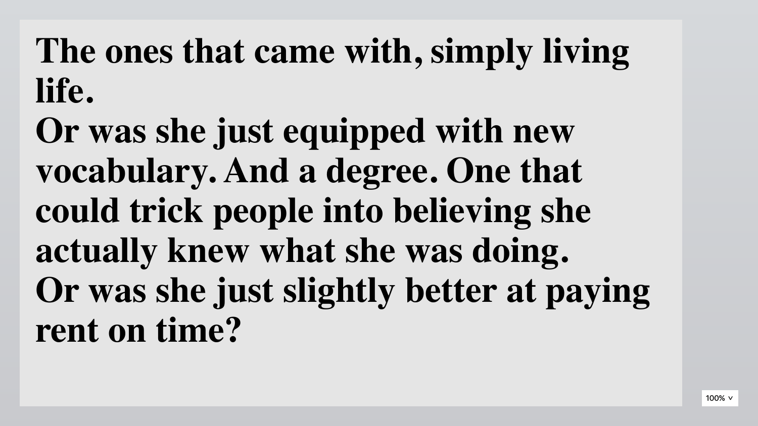**The ones that came with, simply living life.**
**Or was she just equipped with new vocabulary. And a degree. One that could trick people into believing she actually knew what she was doing.**
**Or was she just slightly better at paying rent on time?**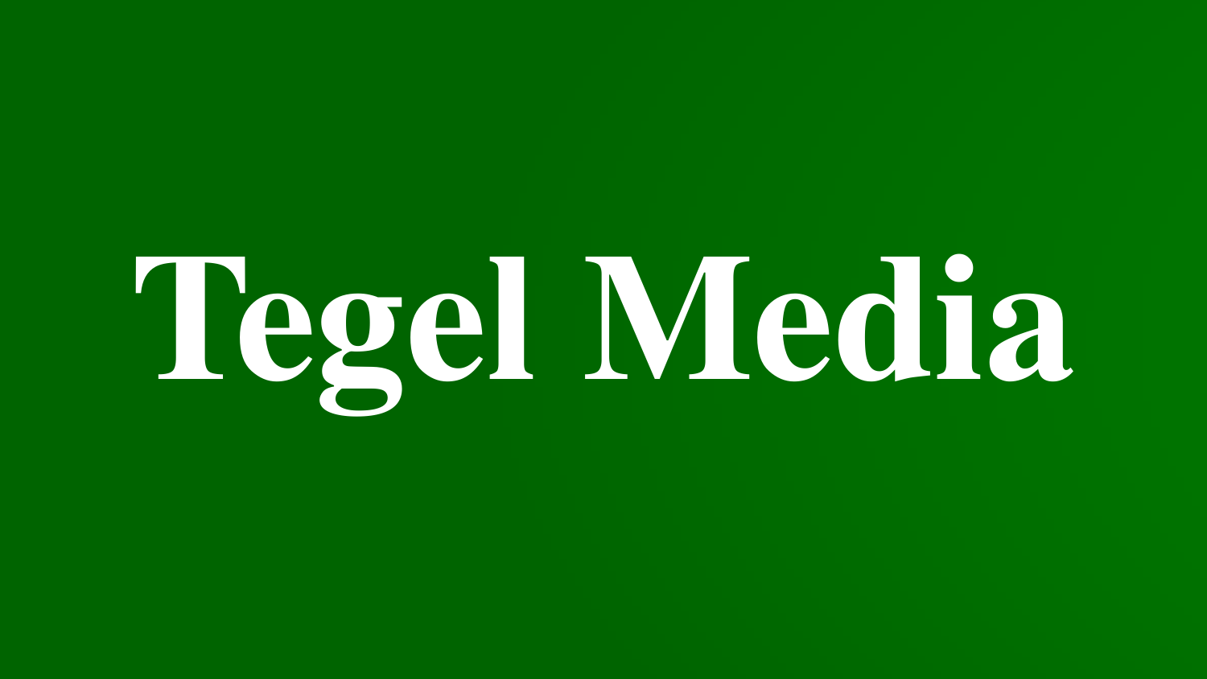# Tegel Media